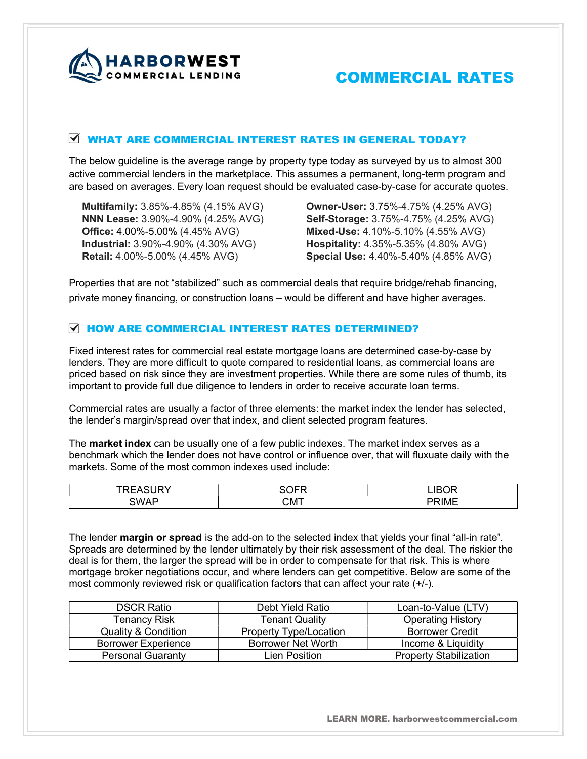**HARBORWEST**
**COMMERCIAL LENDING**

# COMMERCIAL RATES

## ☑ WHAT ARE COMMERCIAL INTEREST RATES IN GENERAL TODAY?

The below guideline is the average range by property type today as surveyed by us to almost 300 active commercial lenders in the marketplace. This assumes a permanent, long-term program and are based on averages. Every loan request should be evaluated case-by-case for accurate quotes.

- **Multifamily:** 3.85%-4.85% (4.15% AVG)
- **NNN Lease:** 3.90%-4.90% (4.25% AVG)
- **Office:** 4.00%-5.00**%** (4.45% AVG)
- **Industrial:** 3.90%-4.90% (4.30% AVG)
- **Retail:** 4.00%-5.00% (4.45% AVG)
- **Owner-User:** 3.75%-4.75% (4.25% AVG)
- **Self-Storage:** 3.75%-4.75% (4.25% AVG)
- **Mixed-Use:** 4.10%-5.10% (4.55% AVG)
- **Hospitality:** 4.35%-5.35% (4.80% AVG)
- **Special Use:** 4.40%-5.40% (4.85% AVG)

Properties that are not "stabilized" such as commercial deals that require bridge/rehab financing, private money financing, or construction loans – would be different and have higher averages.

## ☑ HOW ARE COMMERCIAL INTEREST RATES DETERMINED?

Fixed interest rates for commercial real estate mortgage loans are determined case-by-case by lenders. They are more difficult to quote compared to residential loans, as commercial loans are priced based on risk since they are investment properties. While there are some rules of thumb, its important to provide full due diligence to lenders in order to receive accurate loan terms.

Commercial rates are usually a factor of three elements: the market index the lender has selected, the lender's margin/spread over that index, and client selected program features.

The **market index** can be usually one of a few public indexes. The market index serves as a benchmark which the lender does not have control or influence over, that will fluxuate daily with the markets. Some of the most common indexes used include:

| TREASURY | SOFR | LIBOR |
|---|---|---|
| SWAP | CMT | PRIME |

The lender **margin or spread** is the add-on to the selected index that yields your final "all-in rate". Spreads are determined by the lender ultimately by their risk assessment of the deal. The riskier the deal is for them, the larger the spread will be in order to compensate for that risk. This is where mortgage broker negotiations occur, and where lenders can get competitive. Below are some of the most commonly reviewed risk or qualification factors that can affect your rate (+/-).

| DSCR Ratio | Debt Yield Ratio | Loan-to-Value (LTV) |
|---|---|---|
| Tenancy Risk | Tenant Quality | Operating History |
| Quality & Condition | Property Type/Location | Borrower Credit |
| Borrower Experience | Borrower Net Worth | Income & Liquidity |
| Personal Guaranty | Lien Position | Property Stabilization |

**LEARN MORE.** harborwestcommercial.com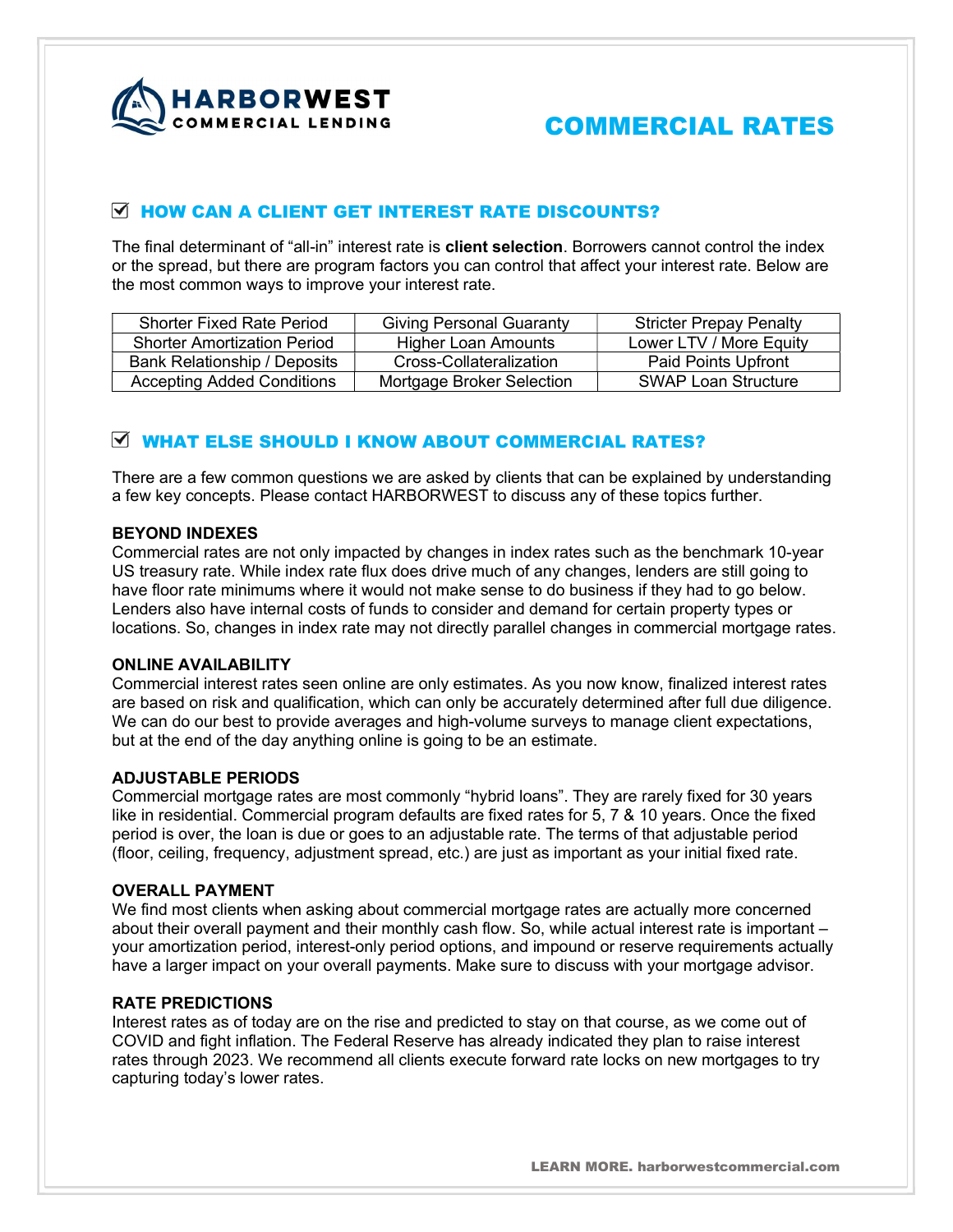HARBORWEST COMMERCIAL LENDING

# COMMERCIAL RATES

## ☑ HOW CAN A CLIENT GET INTEREST RATE DISCOUNTS?

The final determinant of "all-in" interest rate is **client selection**. Borrowers cannot control the index or the spread, but there are program factors you can control that affect your interest rate. Below are the most common ways to improve your interest rate.

| | | |
|---|---|---|
| Shorter Fixed Rate Period | Giving Personal Guaranty | Stricter Prepay Penalty |
| Shorter Amortization Period | Higher Loan Amounts | Lower LTV / More Equity |
| Bank Relationship / Deposits | Cross-Collateralization | Paid Points Upfront |
| Accepting Added Conditions | Mortgage Broker Selection | SWAP Loan Structure |

## ☑ WHAT ELSE SHOULD I KNOW ABOUT COMMERCIAL RATES?

There are a few common questions we are asked by clients that can be explained by understanding a few key concepts. Please contact HARBORWEST to discuss any of these topics further.

### BEYOND INDEXES

Commercial rates are not only impacted by changes in index rates such as the benchmark 10-year US treasury rate. While index rate flux does drive much of any changes, lenders are still going to have floor rate minimums where it would not make sense to do business if they had to go below. Lenders also have internal costs of funds to consider and demand for certain property types or locations. So, changes in index rate may not directly parallel changes in commercial mortgage rates.

### ONLINE AVAILABILITY

Commercial interest rates seen online are only estimates. As you now know, finalized interest rates are based on risk and qualification, which can only be accurately determined after full due diligence. We can do our best to provide averages and high-volume surveys to manage client expectations, but at the end of the day anything online is going to be an estimate.

### ADJUSTABLE PERIODS

Commercial mortgage rates are most commonly "hybrid loans". They are rarely fixed for 30 years like in residential. Commercial program defaults are fixed rates for 5, 7 & 10 years. Once the fixed period is over, the loan is due or goes to an adjustable rate. The terms of that adjustable period (floor, ceiling, frequency, adjustment spread, etc.) are just as important as your initial fixed rate.

### OVERALL PAYMENT

We find most clients when asking about commercial mortgage rates are actually more concerned about their overall payment and their monthly cash flow. So, while actual interest rate is important – your amortization period, interest-only period options, and impound or reserve requirements actually have a larger impact on your overall payments. Make sure to discuss with your mortgage advisor.

### RATE PREDICTIONS

Interest rates as of today are on the rise and predicted to stay on that course, as we come out of COVID and fight inflation. The Federal Reserve has already indicated they plan to raise interest rates through 2023. We recommend all clients execute forward rate locks on new mortgages to try capturing today's lower rates.

LEARN MORE. harborwestcommercial.com